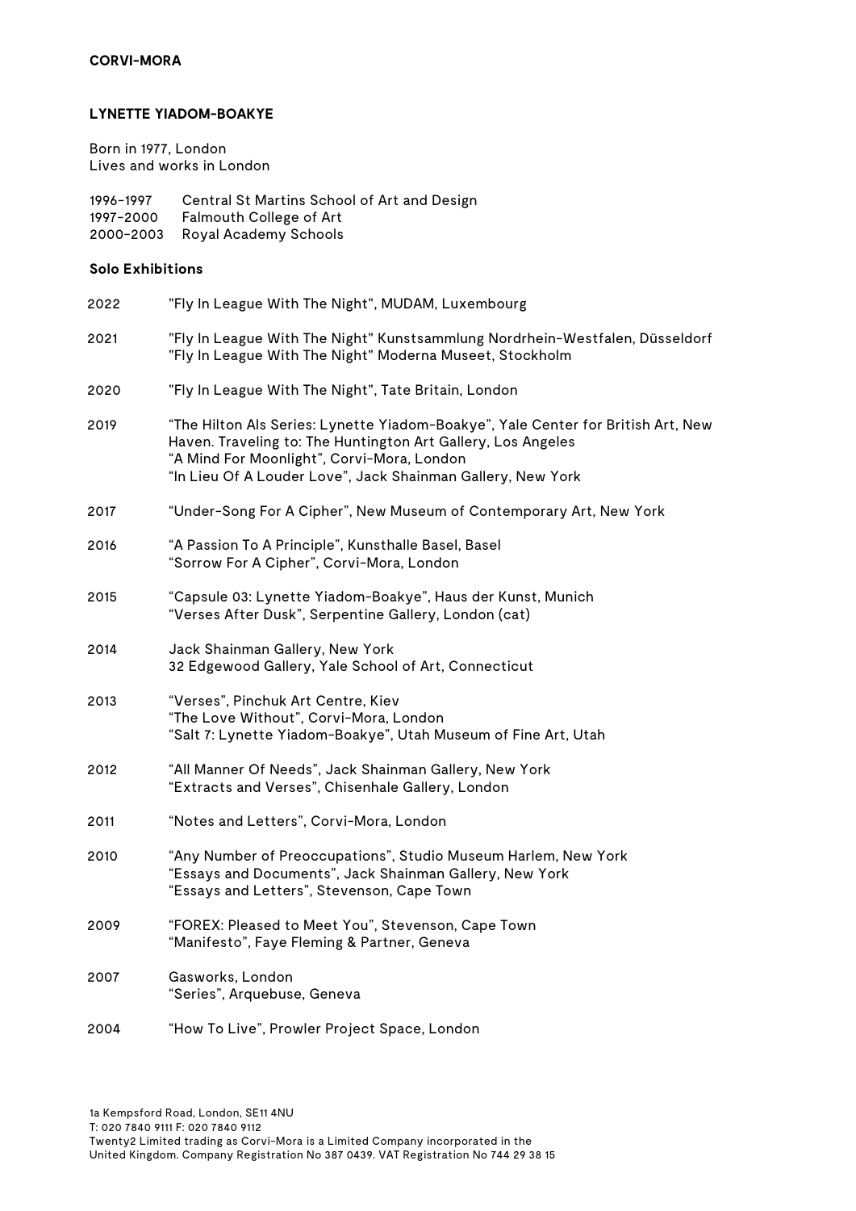**CORVI-MORA**

# LYNETTE YIADOM-BOAKYE

Born in 1977, London
Lives and works in London

| | |
|---|---|
| 1996-1997 | Central St Martins School of Art and Design |
| 1997-2000 | Falmouth College of Art |
| 2000-2003 | Royal Academy Schools |

## Solo Exhibitions

| | |
|---|---|
| 2022 | "Fly In League With The Night", MUDAM, Luxembourg |
| 2021 | "Fly In League With The Night" Kunstsammlung Nordrhein-Westfalen, Düsseldorf<br>"Fly In League With The Night" Moderna Museet, Stockholm |
| 2020 | "Fly In League With The Night", Tate Britain, London |
| 2019 | "The Hilton Als Series: Lynette Yiadom-Boakye", Yale Center for British Art, New Haven. Traveling to: The Huntington Art Gallery, Los Angeles<br>"A Mind For Moonlight", Corvi-Mora, London<br>"In Lieu Of A Louder Love", Jack Shainman Gallery, New York |
| 2017 | "Under-Song For A Cipher", New Museum of Contemporary Art, New York |
| 2016 | "A Passion To A Principle", Kunsthalle Basel, Basel<br>"Sorrow For A Cipher", Corvi-Mora, London |
| 2015 | "Capsule 03: Lynette Yiadom-Boakye", Haus der Kunst, Munich<br>"Verses After Dusk", Serpentine Gallery, London (cat) |
| 2014 | Jack Shainman Gallery, New York<br>32 Edgewood Gallery, Yale School of Art, Connecticut |
| 2013 | "Verses", Pinchuk Art Centre, Kiev<br>"The Love Without", Corvi-Mora, London<br>"Salt 7: Lynette Yiadom-Boakye", Utah Museum of Fine Art, Utah |
| 2012 | "All Manner Of Needs", Jack Shainman Gallery, New York<br>"Extracts and Verses", Chisenhale Gallery, London |
| 2011 | "Notes and Letters", Corvi-Mora, London |
| 2010 | "Any Number of Preoccupations", Studio Museum Harlem, New York<br>"Essays and Documents", Jack Shainman Gallery, New York<br>"Essays and Letters", Stevenson, Cape Town |
| 2009 | "FOREX: Pleased to Meet You", Stevenson, Cape Town<br>"Manifesto", Faye Fleming & Partner, Geneva |
| 2007 | Gasworks, London<br>"Series", Arquebuse, Geneva |
| 2004 | "How To Live", Prowler Project Space, London |

1a Kempsford Road, London, SE11 4NU
T: 020 7840 9111 F: 020 7840 9112
Twenty2 Limited trading as Corvi-Mora is a Limited Company incorporated in the United Kingdom. Company Registration No 387 0439. VAT Registration No 744 29 38 15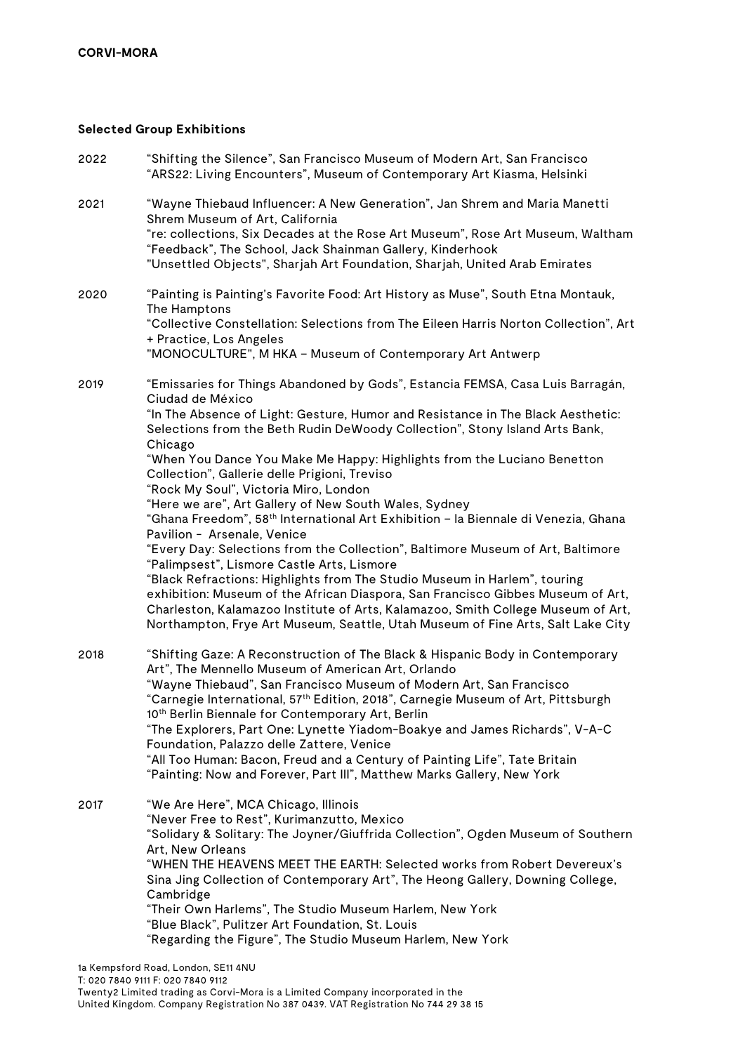### Selected Group Exhibitions

**2022**

- "Shifting the Silence", San Francisco Museum of Modern Art, San Francisco
- "ARS22: Living Encounters", Museum of Contemporary Art Kiasma, Helsinki

**2021**

- "Wayne Thiebaud Influencer: A New Generation", Jan Shrem and Maria Manetti Shrem Museum of Art, California
- "re: collections, Six Decades at the Rose Art Museum", Rose Art Museum, Waltham
- "Feedback", The School, Jack Shainman Gallery, Kinderhook
- "Unsettled Objects", Sharjah Art Foundation, Sharjah, United Arab Emirates

**2020**

- "Painting is Painting's Favorite Food: Art History as Muse", South Etna Montauk, The Hamptons
- "Collective Constellation: Selections from The Eileen Harris Norton Collection", Art + Practice, Los Angeles
- "MONOCULTURE", M HKA – Museum of Contemporary Art Antwerp

**2019**

- "Emissaries for Things Abandoned by Gods", Estancia FEMSA, Casa Luis Barragán, Ciudad de México
- "In The Absence of Light: Gesture, Humor and Resistance in The Black Aesthetic: Selections from the Beth Rudin DeWoody Collection", Stony Island Arts Bank, Chicago
- "When You Dance You Make Me Happy: Highlights from the Luciano Benetton Collection", Gallerie delle Prigioni, Treviso
- "Rock My Soul", Victoria Miro, London
- "Here we are", Art Gallery of New South Wales, Sydney
- "Ghana Freedom", 58th International Art Exhibition – la Biennale di Venezia, Ghana Pavilion - Arsenale, Venice
- "Every Day: Selections from the Collection", Baltimore Museum of Art, Baltimore
- "Palimpsest", Lismore Castle Arts, Lismore
- "Black Refractions: Highlights from The Studio Museum in Harlem", touring exhibition: Museum of the African Diaspora, San Francisco Gibbes Museum of Art, Charleston, Kalamazoo Institute of Arts, Kalamazoo, Smith College Museum of Art, Northampton, Frye Art Museum, Seattle, Utah Museum of Fine Arts, Salt Lake City

**2018**

- "Shifting Gaze: A Reconstruction of The Black & Hispanic Body in Contemporary Art", The Mennello Museum of American Art, Orlando
- "Wayne Thiebaud", San Francisco Museum of Modern Art, San Francisco
- "Carnegie International, 57th Edition, 2018", Carnegie Museum of Art, Pittsburgh
- 10th Berlin Biennale for Contemporary Art, Berlin
- "The Explorers, Part One: Lynette Yiadom-Boakye and James Richards", V-A-C Foundation, Palazzo delle Zattere, Venice
- "All Too Human: Bacon, Freud and a Century of Painting Life", Tate Britain
- "Painting: Now and Forever, Part III", Matthew Marks Gallery, New York

**2017**

- "We Are Here", MCA Chicago, Illinois
- "Never Free to Rest", Kurimanzutto, Mexico
- "Solidary & Solitary: The Joyner/Giuffrida Collection", Ogden Museum of Southern Art, New Orleans
- "WHEN THE HEAVENS MEET THE EARTH: Selected works from Robert Devereux's Sina Jing Collection of Contemporary Art", The Heong Gallery, Downing College, Cambridge
- "Their Own Harlems", The Studio Museum Harlem, New York
- "Blue Black", Pulitzer Art Foundation, St. Louis
- "Regarding the Figure", The Studio Museum Harlem, New York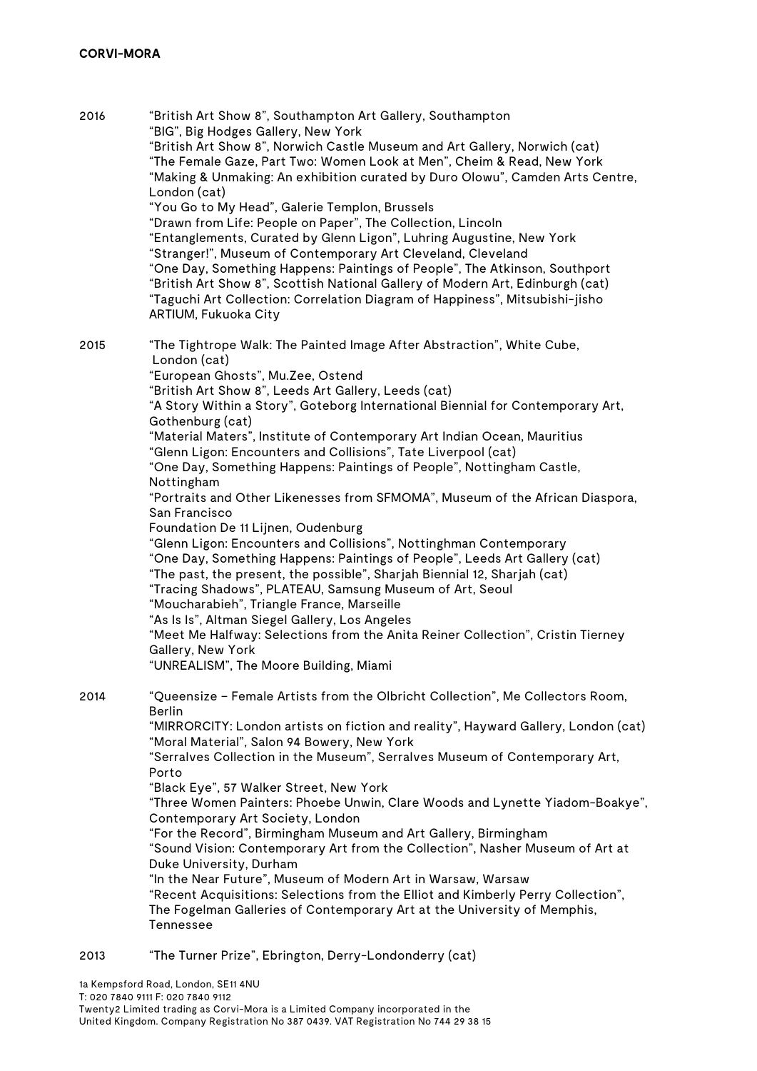2016

"British Art Show 8", Southampton Art Gallery, Southampton
"BIG", Big Hodges Gallery, New York
"British Art Show 8", Norwich Castle Museum and Art Gallery, Norwich (cat)
"The Female Gaze, Part Two: Women Look at Men", Cheim & Read, New York
"Making & Unmaking: An exhibition curated by Duro Olowu", Camden Arts Centre, London (cat)
"You Go to My Head", Galerie Templon, Brussels
"Drawn from Life: People on Paper", The Collection, Lincoln
"Entanglements, Curated by Glenn Ligon", Luhring Augustine, New York
"Stranger!", Museum of Contemporary Art Cleveland, Cleveland
"One Day, Something Happens: Paintings of People", The Atkinson, Southport
"British Art Show 8", Scottish National Gallery of Modern Art, Edinburgh (cat)
"Taguchi Art Collection: Correlation Diagram of Happiness", Mitsubishi-jisho ARTIUM, Fukuoka City

2015

"The Tightrope Walk: The Painted Image After Abstraction", White Cube, London (cat)
"European Ghosts", Mu.Zee, Ostend
"British Art Show 8", Leeds Art Gallery, Leeds (cat)
"A Story Within a Story", Goteborg International Biennial for Contemporary Art, Gothenburg (cat)
"Material Maters", Institute of Contemporary Art Indian Ocean, Mauritius
"Glenn Ligon: Encounters and Collisions", Tate Liverpool (cat)
"One Day, Something Happens: Paintings of People", Nottingham Castle, Nottingham
"Portraits and Other Likenesses from SFMOMA", Museum of the African Diaspora, San Francisco
Foundation De 11 Lijnen, Oudenburg
"Glenn Ligon: Encounters and Collisions", Nottinghman Contemporary
"One Day, Something Happens: Paintings of People", Leeds Art Gallery (cat)
"The past, the present, the possible", Sharjah Biennial 12, Sharjah (cat)
"Tracing Shadows", PLATEAU, Samsung Museum of Art, Seoul
"Moucharabieh", Triangle France, Marseille
"As Is Is", Altman Siegel Gallery, Los Angeles
"Meet Me Halfway: Selections from the Anita Reiner Collection", Cristin Tierney Gallery, New York
"UNREALISM", The Moore Building, Miami

2014

"Queensize – Female Artists from the Olbricht Collection", Me Collectors Room, Berlin
"MIRRORCITY: London artists on fiction and reality", Hayward Gallery, London (cat)
"Moral Material", Salon 94 Bowery, New York
"Serralves Collection in the Museum", Serralves Museum of Contemporary Art, Porto
"Black Eye", 57 Walker Street, New York
"Three Women Painters: Phoebe Unwin, Clare Woods and Lynette Yiadom-Boakye", Contemporary Art Society, London
"For the Record", Birmingham Museum and Art Gallery, Birmingham
"Sound Vision: Contemporary Art from the Collection", Nasher Museum of Art at Duke University, Durham
"In the Near Future", Museum of Modern Art in Warsaw, Warsaw
"Recent Acquisitions: Selections from the Elliot and Kimberly Perry Collection", The Fogelman Galleries of Contemporary Art at the University of Memphis, Tennessee

2013

"The Turner Prize", Ebrington, Derry-Londonderry (cat)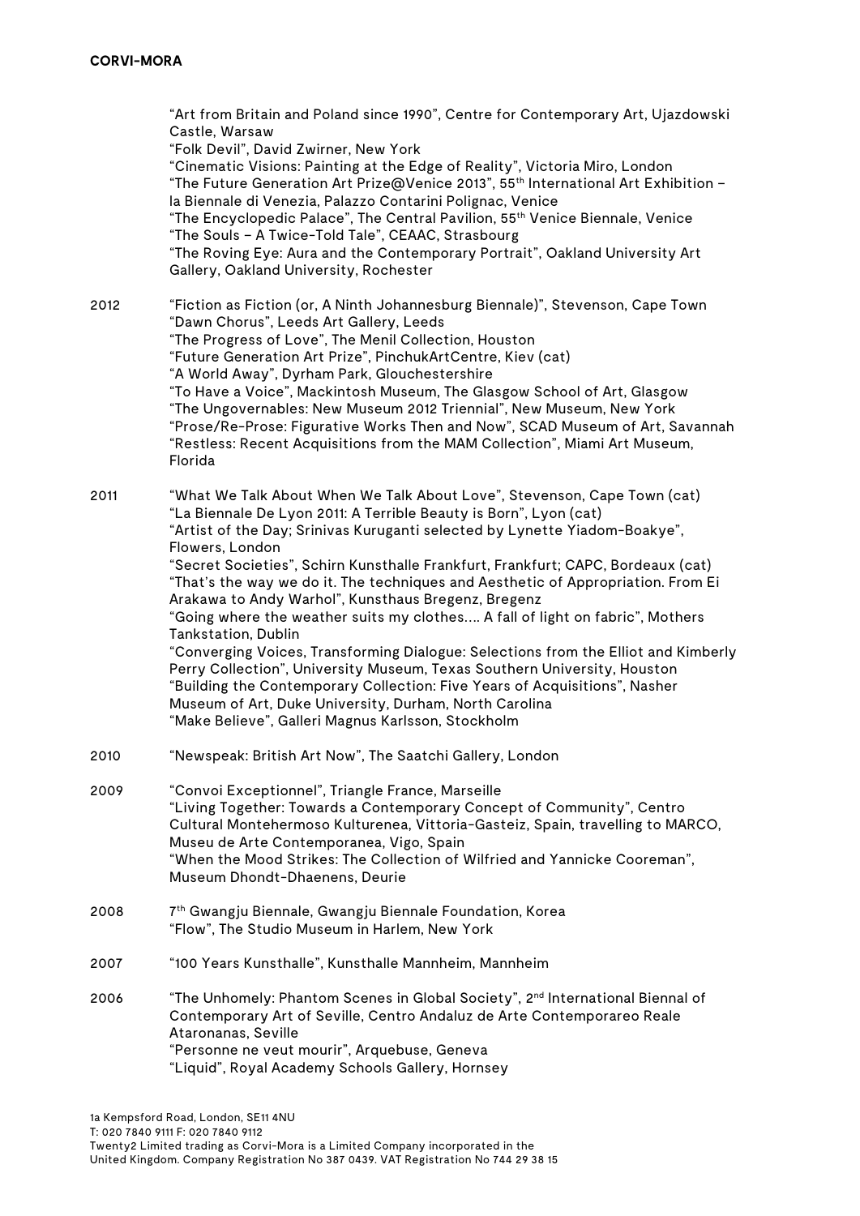"Art from Britain and Poland since 1990", Centre for Contemporary Art, Ujazdowski Castle, Warsaw
"Folk Devil", David Zwirner, New York
"Cinematic Visions: Painting at the Edge of Reality", Victoria Miro, London
"The Future Generation Art Prize@Venice 2013", 55th International Art Exhibition – la Biennale di Venezia, Palazzo Contarini Polignac, Venice
"The Encyclopedic Palace", The Central Pavilion, 55th Venice Biennale, Venice
"The Souls – A Twice-Told Tale", CEAAC, Strasbourg
"The Roving Eye: Aura and the Contemporary Portrait", Oakland University Art Gallery, Oakland University, Rochester

2012 "Fiction as Fiction (or, A Ninth Johannesburg Biennale)", Stevenson, Cape Town
"Dawn Chorus", Leeds Art Gallery, Leeds
"The Progress of Love", The Menil Collection, Houston
"Future Generation Art Prize", PinchukArtCentre, Kiev (cat)
"A World Away", Dyrham Park, Glouchestershire
"To Have a Voice", Mackintosh Museum, The Glasgow School of Art, Glasgow
"The Ungovernables: New Museum 2012 Triennial", New Museum, New York
"Prose/Re-Prose: Figurative Works Then and Now", SCAD Museum of Art, Savannah
"Restless: Recent Acquisitions from the MAM Collection", Miami Art Museum, Florida

2011 "What We Talk About When We Talk About Love", Stevenson, Cape Town (cat)
"La Biennale De Lyon 2011: A Terrible Beauty is Born", Lyon (cat)
"Artist of the Day; Srinivas Kuruganti selected by Lynette Yiadom-Boakye", Flowers, London
"Secret Societies", Schirn Kunsthalle Frankfurt, Frankfurt; CAPC, Bordeaux (cat)
"That's the way we do it. The techniques and Aesthetic of Appropriation. From Ei Arakawa to Andy Warhol", Kunsthaus Bregenz, Bregenz
"Going where the weather suits my clothes.... A fall of light on fabric", Mothers Tankstation, Dublin
"Converging Voices, Transforming Dialogue: Selections from the Elliot and Kimberly Perry Collection", University Museum, Texas Southern University, Houston
"Building the Contemporary Collection: Five Years of Acquisitions", Nasher Museum of Art, Duke University, Durham, North Carolina
"Make Believe", Galleri Magnus Karlsson, Stockholm

2010 "Newspeak: British Art Now", The Saatchi Gallery, London

2009 "Convoi Exceptionnel", Triangle France, Marseille
"Living Together: Towards a Contemporary Concept of Community", Centro Cultural Montehermoso Kulturenea, Vittoria-Gasteiz, Spain, travelling to MARCO, Museu de Arte Contemporanea, Vigo, Spain
"When the Mood Strikes: The Collection of Wilfried and Yannicke Cooreman", Museum Dhondt-Dhaenens, Deurie

2008 7th Gwangju Biennale, Gwangju Biennale Foundation, Korea
"Flow", The Studio Museum in Harlem, New York

2007 "100 Years Kunsthalle", Kunsthalle Mannheim, Mannheim

2006 "The Unhomely: Phantom Scenes in Global Society", 2nd International Biennal of Contemporary Art of Seville, Centro Andaluz de Arte Contemporareo Reale Ataronanas, Seville
"Personne ne veut mourir", Arquebuse, Geneva
"Liquid", Royal Academy Schools Gallery, Hornsey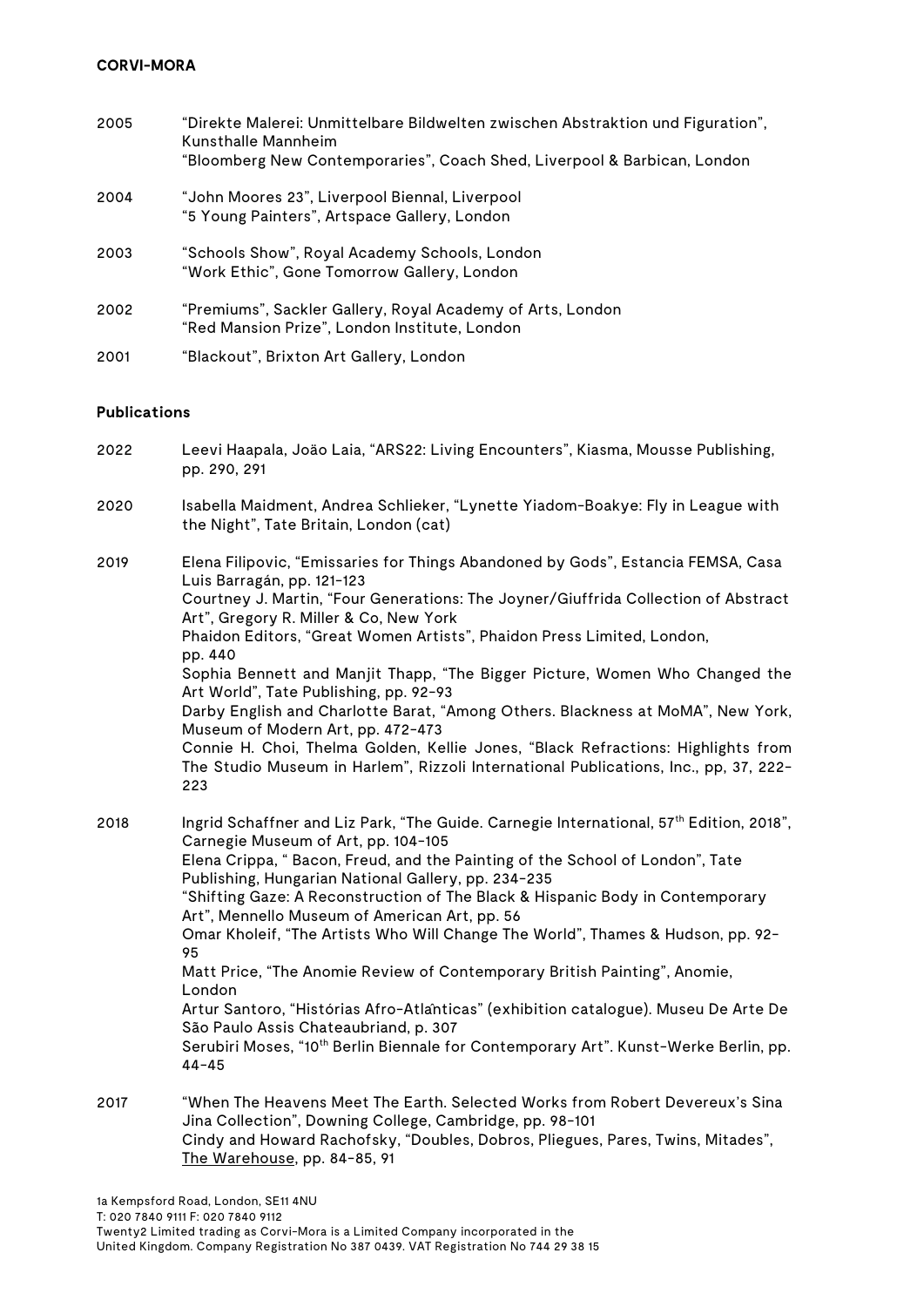2005 "Direkte Malerei: Unmittelbare Bildwelten zwischen Abstraktion und Figuration", Kunsthalle Mannheim
"Bloomberg New Contemporaries", Coach Shed, Liverpool & Barbican, London

2004 "John Moores 23", Liverpool Biennal, Liverpool
"5 Young Painters", Artspace Gallery, London

2003 "Schools Show", Royal Academy Schools, London
"Work Ethic", Gone Tomorrow Gallery, London

2002 "Premiums", Sackler Gallery, Royal Academy of Arts, London
"Red Mansion Prize", London Institute, London

2001 "Blackout", Brixton Art Gallery, London

**Publications**

2022 Leevi Haapala, Joäo Laia, "ARS22: Living Encounters", Kiasma, Mousse Publishing, pp. 290, 291

2020 Isabella Maidment, Andrea Schlieker, "Lynette Yiadom-Boakye: Fly in League with the Night", Tate Britain, London (cat)

2019 Elena Filipovic, "Emissaries for Things Abandoned by Gods", Estancia FEMSA, Casa Luis Barragán, pp. 121-123
Courtney J. Martin, "Four Generations: The Joyner/Giuffrida Collection of Abstract Art", Gregory R. Miller & Co, New York
Phaidon Editors, "Great Women Artists", Phaidon Press Limited, London, pp. 440
Sophia Bennett and Manjit Thapp, "The Bigger Picture, Women Who Changed the Art World", Tate Publishing, pp. 92-93
Darby English and Charlotte Barat, "Among Others. Blackness at MoMA", New York, Museum of Modern Art, pp. 472-473
Connie H. Choi, Thelma Golden, Kellie Jones, "Black Refractions: Highlights from The Studio Museum in Harlem", Rizzoli International Publications, Inc., pp, 37, 222-223

2018 Ingrid Schaffner and Liz Park, "The Guide. Carnegie International, 57th Edition, 2018", Carnegie Museum of Art, pp. 104-105
Elena Crippa, " Bacon, Freud, and the Painting of the School of London", Tate Publishing, Hungarian National Gallery, pp. 234-235
"Shifting Gaze: A Reconstruction of The Black & Hispanic Body in Contemporary Art", Mennello Museum of American Art, pp. 56
Omar Kholeif, "The Artists Who Will Change The World", Thames & Hudson, pp. 92-95
Matt Price, "The Anomie Review of Contemporary British Painting", Anomie, London
Artur Santoro, "Histórias Afro-Atlânticas" (exhibition catalogue). Museu De Arte De São Paulo Assis Chateaubriand, p. 307
Serubiri Moses, "10th Berlin Biennale for Contemporary Art". Kunst-Werke Berlin, pp. 44-45

2017 "When The Heavens Meet The Earth. Selected Works from Robert Devereux's Sina Jina Collection", Downing College, Cambridge, pp. 98-101
Cindy and Howard Rachofsky, "Doubles, Dobros, Pliegues, Pares, Twins, Mitades", The Warehouse, pp. 84-85, 91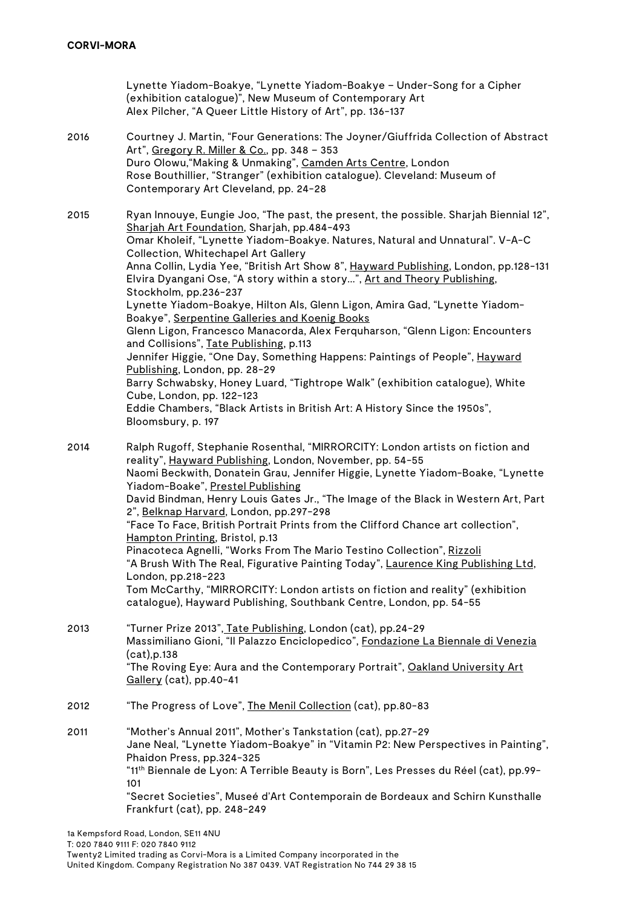**CORVI-MORA**

Lynette Yiadom-Boakye, "Lynette Yiadom-Boakye – Under-Song for a Cipher (exhibition catalogue)", New Museum of Contemporary Art
Alex Pilcher, "A Queer Little History of Art", pp. 136-137

2016 Courtney J. Martin, "Four Generations: The Joyner/Giuffrida Collection of Abstract Art", Gregory R. Miller & Co., pp. 348 – 353
Duro Olowu,"Making & Unmaking", Camden Arts Centre, London
Rose Bouthillier, "Stranger" (exhibition catalogue). Cleveland: Museum of Contemporary Art Cleveland, pp. 24-28

2015 Ryan Innouye, Eungie Joo, "The past, the present, the possible. Sharjah Biennial 12", Sharjah Art Foundation, Sharjah, pp.484-493
Omar Kholeif, "Lynette Yiadom-Boakye. Natures, Natural and Unnatural". V-A-C Collection, Whitechapel Art Gallery
Anna Collin, Lydia Yee, "British Art Show 8", Hayward Publishing, London, pp.128-131
Elvira Dyangani Ose, "A story within a story...", Art and Theory Publishing, Stockholm, pp.236-237
Lynette Yiadom-Boakye, Hilton Als, Glenn Ligon, Amira Gad, "Lynette Yiadom-Boakye", Serpentine Galleries and Koenig Books
Glenn Ligon, Francesco Manacorda, Alex Ferquharson, "Glenn Ligon: Encounters and Collisions", Tate Publishing, p.113
Jennifer Higgie, "One Day, Something Happens: Paintings of People", Hayward Publishing, London, pp. 28-29
Barry Schwabsky, Honey Luard, "Tightrope Walk" (exhibition catalogue), White Cube, London, pp. 122-123
Eddie Chambers, "Black Artists in British Art: A History Since the 1950s", Bloomsbury, p. 197

2014 Ralph Rugoff, Stephanie Rosenthal, "MIRRORCITY: London artists on fiction and reality", Hayward Publishing, London, November, pp. 54-55
Naomi Beckwith, Donatein Grau, Jennifer Higgie, Lynette Yiadom-Boake, "Lynette Yiadom-Boake", Prestel Publishing
David Bindman, Henry Louis Gates Jr., "The Image of the Black in Western Art, Part 2", Belknap Harvard, London, pp.297-298
"Face To Face, British Portrait Prints from the Clifford Chance art collection", Hampton Printing, Bristol, p.13
Pinacoteca Agnelli, "Works From The Mario Testino Collection", Rizzoli
"A Brush With The Real, Figurative Painting Today", Laurence King Publishing Ltd, London, pp.218-223
Tom McCarthy, "MIRRORCITY: London artists on fiction and reality" (exhibition catalogue), Hayward Publishing, Southbank Centre, London, pp. 54-55

2013 "Turner Prize 2013", Tate Publishing, London (cat), pp.24-29
Massimiliano Gioni, "Il Palazzo Enciclopedico", Fondazione La Biennale di Venezia (cat),p.138
"The Roving Eye: Aura and the Contemporary Portrait", Oakland University Art Gallery (cat), pp.40-41

2012 "The Progress of Love", The Menil Collection (cat), pp.80-83

2011 "Mother's Annual 2011", Mother's Tankstation (cat), pp.27-29
Jane Neal, "Lynette Yiadom-Boakye" in "Vitamin P2: New Perspectives in Painting", Phaidon Press, pp.324-325
"11th Biennale de Lyon: A Terrible Beauty is Born", Les Presses du Réel (cat), pp.99-101
"Secret Societies", Museé d'Art Contemporain de Bordeaux and Schirn Kunsthalle Frankfurt (cat), pp. 248-249

1a Kempsford Road, London, SE11 4NU
T: 020 7840 9111 F: 020 7840 9112
Twenty2 Limited trading as Corvi-Mora is a Limited Company incorporated in the United Kingdom. Company Registration No 387 0439. VAT Registration No 744 29 38 15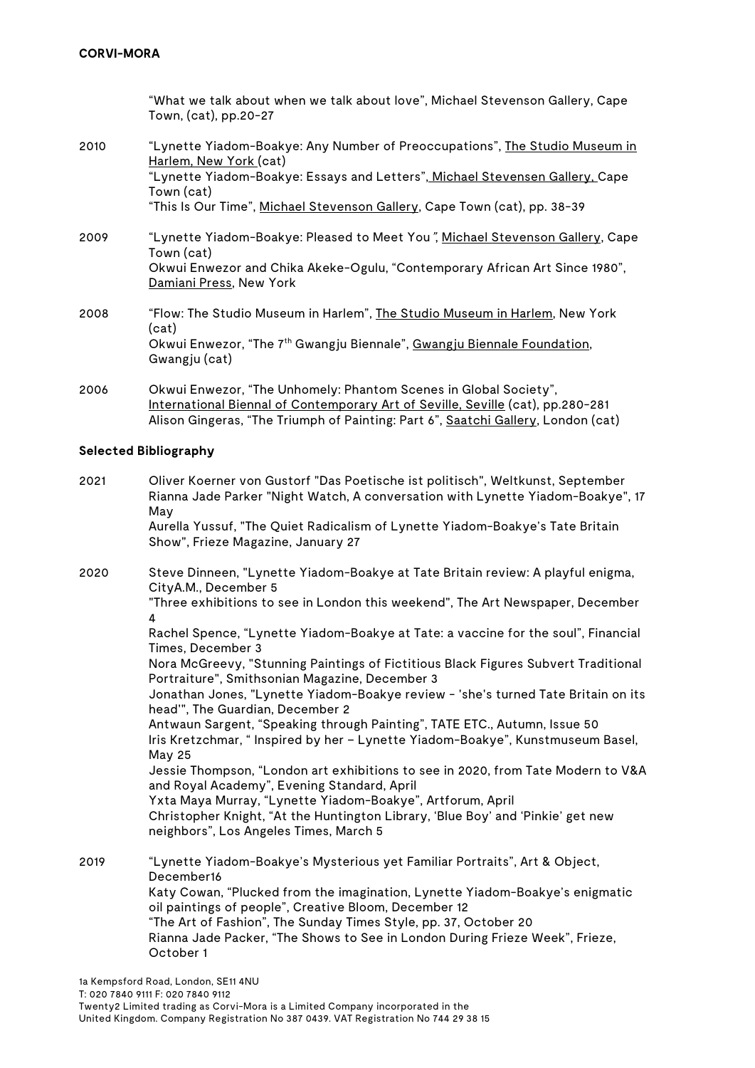"What we talk about when we talk about love", Michael Stevenson Gallery, Cape Town, (cat), pp.20-27

2010 "Lynette Yiadom-Boakye: Any Number of Preoccupations", The Studio Museum in Harlem, New York (cat)
"Lynette Yiadom-Boakye: Essays and Letters", Michael Stevensen Gallery, Cape Town (cat)
"This Is Our Time", Michael Stevenson Gallery, Cape Town (cat), pp. 38-39

2009 "Lynette Yiadom-Boakye: Pleased to Meet You", Michael Stevenson Gallery, Cape Town (cat)
Okwui Enwezor and Chika Akeke-Ogulu, "Contemporary African Art Since 1980", Damiani Press, New York

2008 "Flow: The Studio Museum in Harlem", The Studio Museum in Harlem, New York (cat)
Okwui Enwezor, "The 7th Gwangju Biennale", Gwangju Biennale Foundation, Gwangju (cat)

2006 Okwui Enwezor, "The Unhomely: Phantom Scenes in Global Society", International Biennal of Contemporary Art of Seville, Seville (cat), pp.280-281
Alison Gingeras, "The Triumph of Painting: Part 6", Saatchi Gallery, London (cat)

**Selected Bibliography**

2021 Oliver Koerner von Gustorf "Das Poetische ist politisch", Weltkunst, September
Rianna Jade Parker "Night Watch, A conversation with Lynette Yiadom-Boakye", 17 May
Aurella Yussuf, "The Quiet Radicalism of Lynette Yiadom-Boakye's Tate Britain Show", Frieze Magazine, January 27

2020 Steve Dinneen, "Lynette Yiadom-Boakye at Tate Britain review: A playful enigma, CityA.M., December 5
"Three exhibitions to see in London this weekend", The Art Newspaper, December 4
Rachel Spence, "Lynette Yiadom-Boakye at Tate: a vaccine for the soul", Financial Times, December 3
Nora McGreevy, "Stunning Paintings of Fictitious Black Figures Subvert Traditional Portraiture", Smithsonian Magazine, December 3
Jonathan Jones, "Lynette Yiadom-Boakye review - 'she's turned Tate Britain on its head'", The Guardian, December 2
Antwaun Sargent, "Speaking through Painting", TATE ETC., Autumn, Issue 50
Iris Kretzchmar, " Inspired by her – Lynette Yiadom-Boakye", Kunstmuseum Basel, May 25
Jessie Thompson, "London art exhibitions to see in 2020, from Tate Modern to V&A and Royal Academy", Evening Standard, April
Yxta Maya Murray, "Lynette Yiadom-Boakye", Artforum, April
Christopher Knight, "At the Huntington Library, 'Blue Boy' and 'Pinkie' get new neighbors", Los Angeles Times, March 5

2019 "Lynette Yiadom-Boakye's Mysterious yet Familiar Portraits", Art & Object, December16
Katy Cowan, "Plucked from the imagination, Lynette Yiadom-Boakye's enigmatic oil paintings of people", Creative Bloom, December 12
"The Art of Fashion", The Sunday Times Style, pp. 37, October 20
Rianna Jade Packer, "The Shows to See in London During Frieze Week", Frieze, October 1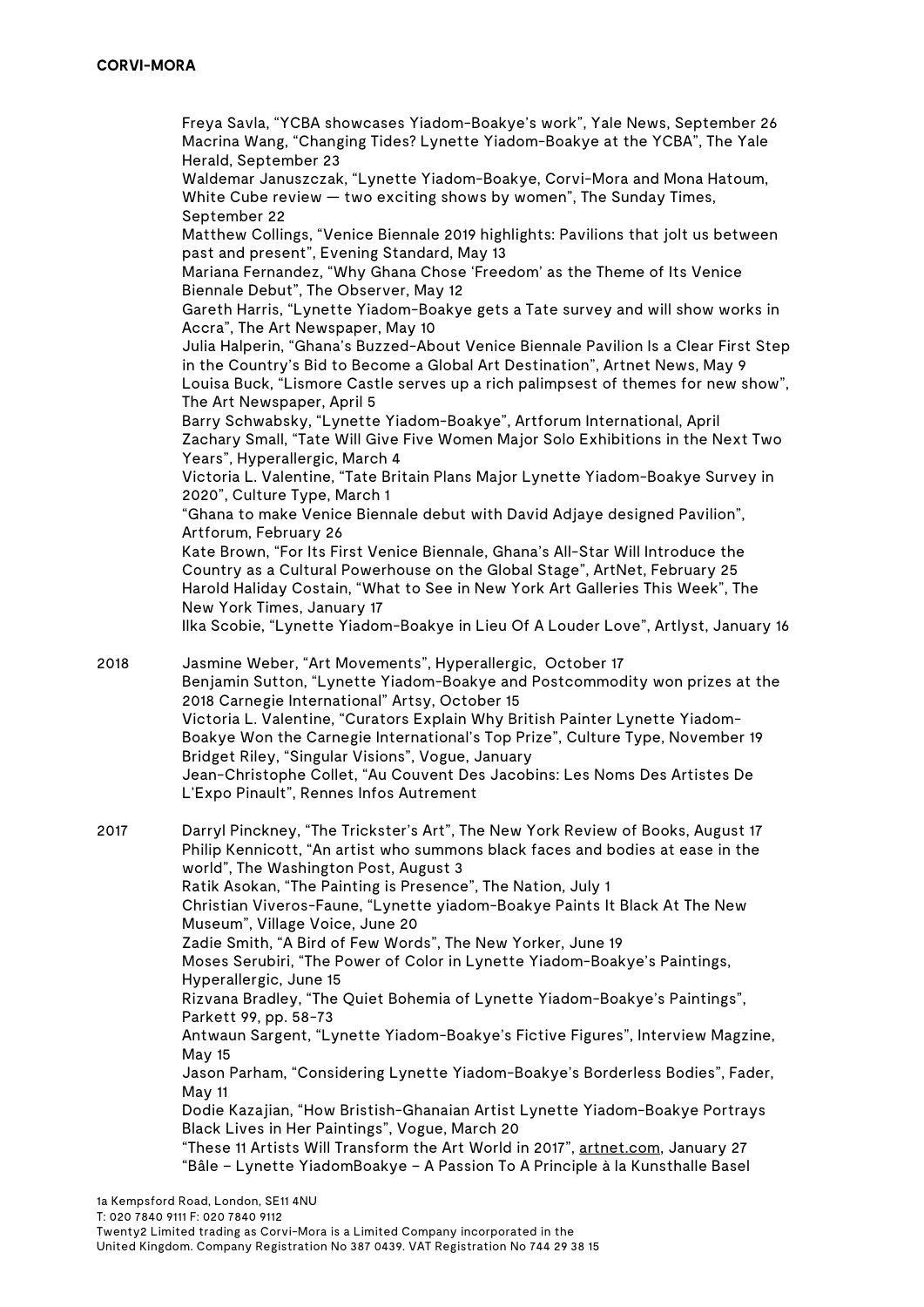Freya Savla, “YCBA showcases Yiadom-Boakye’s work”, Yale News, September 26
Macrina Wang, “Changing Tides? Lynette Yiadom-Boakye at the YCBA”, The Yale Herald, September 23
Waldemar Januszczak, “Lynette Yiadom-Boakye, Corvi-Mora and Mona Hatoum, White Cube review — two exciting shows by women”, The Sunday Times, September 22
Matthew Collings, “Venice Biennale 2019 highlights: Pavilions that jolt us between past and present”, Evening Standard, May 13
Mariana Fernandez, “Why Ghana Chose ‘Freedom’ as the Theme of Its Venice Biennale Debut”, The Observer, May 12
Gareth Harris, “Lynette Yiadom-Boakye gets a Tate survey and will show works in Accra”, The Art Newspaper, May 10
Julia Halperin, “Ghana’s Buzzed-About Venice Biennale Pavilion Is a Clear First Step in the Country’s Bid to Become a Global Art Destination”, Artnet News, May 9
Louisa Buck, “Lismore Castle serves up a rich palimpsest of themes for new show”, The Art Newspaper, April 5
Barry Schwabsky, “Lynette Yiadom-Boakye”, Artforum International, April
Zachary Small, “Tate Will Give Five Women Major Solo Exhibitions in the Next Two Years”, Hyperallergic, March 4
Victoria L. Valentine, “Tate Britain Plans Major Lynette Yiadom-Boakye Survey in 2020”, Culture Type, March 1
“Ghana to make Venice Biennale debut with David Adjaye designed Pavilion”, Artforum, February 26
Kate Brown, “For Its First Venice Biennale, Ghana’s All-Star Will Introduce the Country as a Cultural Powerhouse on the Global Stage”, ArtNet, February 25
Harold Haliday Costain, “What to See in New York Art Galleries This Week”, The New York Times, January 17
Ilka Scobie, “Lynette Yiadom-Boakye in Lieu Of A Louder Love”, Artlyst, January 16

2018 Jasmine Weber, “Art Movements”, Hyperallergic, October 17
Benjamin Sutton, “Lynette Yiadom-Boakye and Postcommodity won prizes at the 2018 Carnegie International” Artsy, October 15
Victoria L. Valentine, “Curators Explain Why British Painter Lynette Yiadom-Boakye Won the Carnegie International’s Top Prize”, Culture Type, November 19
Bridget Riley, “Singular Visions”, Vogue, January
Jean-Christophe Collet, “Au Couvent Des Jacobins: Les Noms Des Artistes De L’Expo Pinault”, Rennes Infos Autrement

2017 Darryl Pinckney, “The Trickster’s Art”, The New York Review of Books, August 17
Philip Kennicott, “An artist who summons black faces and bodies at ease in the world”, The Washington Post, August 3
Ratik Asokan, “The Painting is Presence”, The Nation, July 1
Christian Viveros-Faune, “Lynette yiadom-Boakye Paints It Black At The New Museum”, Village Voice, June 20
Zadie Smith, “A Bird of Few Words”, The New Yorker, June 19
Moses Serubiri, “The Power of Color in Lynette Yiadom-Boakye’s Paintings, Hyperallergic, June 15
Rizvana Bradley, “The Quiet Bohemia of Lynette Yiadom-Boakye’s Paintings”, Parkett 99, pp. 58-73
Antwaun Sargent, “Lynette Yiadom-Boakye’s Fictive Figures”, Interview Magzine, May 15
Jason Parham, “Considering Lynette Yiadom-Boakye’s Borderless Bodies”, Fader, May 11
Dodie Kazajian, “How Bristish-Ghanaian Artist Lynette Yiadom-Boakye Portrays Black Lives in Her Paintings”, Vogue, March 20
“These 11 Artists Will Transform the Art World in 2017”, artnet.com, January 27
“Bâle – Lynette YiadomBoakye – A Passion To A Principle à la Kunsthalle Basel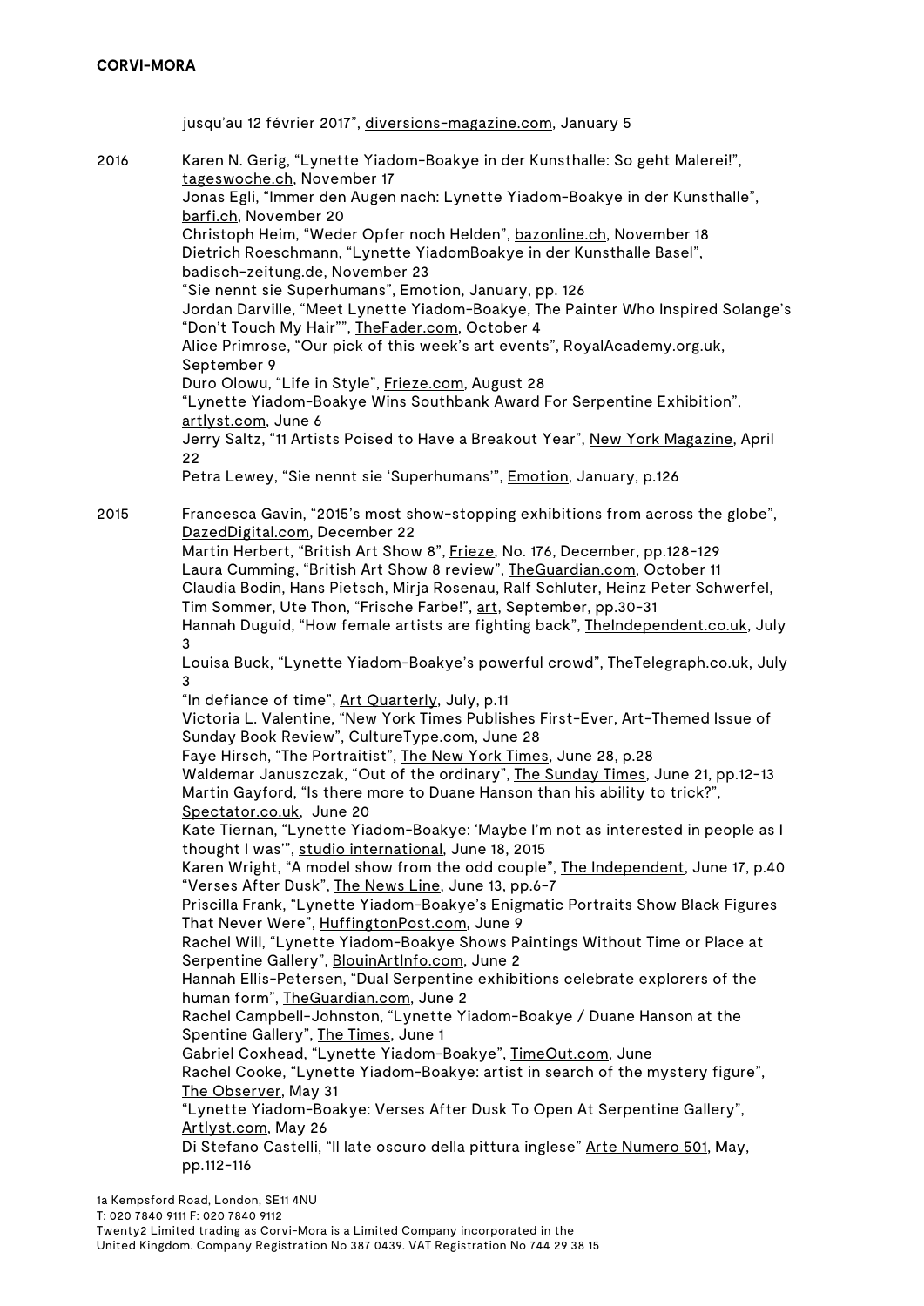jusqu'au 12 février 2017", diversions-magazine.com, January 5

**2016**

Karen N. Gerig, "Lynette Yiadom-Boakye in der Kunsthalle: So geht Malerei!", tageswoche.ch, November 17
Jonas Egli, "Immer den Augen nach: Lynette Yiadom-Boakye in der Kunsthalle", barfi.ch, November 20
Christoph Heim, "Weder Opfer noch Helden", bazonline.ch, November 18
Dietrich Roeschmann, "Lynette YiadomBoakye in der Kunsthalle Basel", badisch-zeitung.de, November 23
"Sie nennt sie Superhumans", Emotion, January, pp. 126
Jordan Darville, "Meet Lynette Yiadom-Boakye, The Painter Who Inspired Solange's "Don't Touch My Hair"", TheFader.com, October 4
Alice Primrose, "Our pick of this week's art events", RoyalAcademy.org.uk, September 9
Duro Olowu, "Life in Style", Frieze.com, August 28
"Lynette Yiadom-Boakye Wins Southbank Award For Serpentine Exhibition", artlyst.com, June 6
Jerry Saltz, "11 Artists Poised to Have a Breakout Year", New York Magazine, April 22
Petra Lewey, "Sie nennt sie 'Superhumans'", Emotion, January, p.126

**2015**

Francesca Gavin, "2015's most show-stopping exhibitions from across the globe", DazedDigital.com, December 22
Martin Herbert, "British Art Show 8", Frieze, No. 176, December, pp.128-129
Laura Cumming, "British Art Show 8 review", TheGuardian.com, October 11
Claudia Bodin, Hans Pietsch, Mirja Rosenau, Ralf Schluter, Heinz Peter Schwerfel, Tim Sommer, Ute Thon, "Frische Farbe!", art, September, pp.30-31
Hannah Duguid, "How female artists are fighting back", TheIndependent.co.uk, July 3
Louisa Buck, "Lynette Yiadom-Boakye's powerful crowd", TheTelegraph.co.uk, July 3
"In defiance of time", Art Quarterly, July, p.11
Victoria L. Valentine, "New York Times Publishes First-Ever, Art-Themed Issue of Sunday Book Review", CultureType.com, June 28
Faye Hirsch, "The Portraitist", The New York Times, June 28, p.28
Waldemar Januszczak, "Out of the ordinary", The Sunday Times, June 21, pp.12-13
Martin Gayford, "Is there more to Duane Hanson than his ability to trick?", Spectator.co.uk, June 20
Kate Tiernan, "Lynette Yiadom-Boakye: 'Maybe I'm not as interested in people as I thought I was'", studio international, June 18, 2015
Karen Wright, "A model show from the odd couple", The Independent, June 17, p.40
"Verses After Dusk", The News Line, June 13, pp.6-7
Priscilla Frank, "Lynette Yiadom-Boakye's Enigmatic Portraits Show Black Figures That Never Were", HuffingtonPost.com, June 9
Rachel Will, "Lynette Yiadom-Boakye Shows Paintings Without Time or Place at Serpentine Gallery", BlouinArtInfo.com, June 2
Hannah Ellis-Petersen, "Dual Serpentine exhibitions celebrate explorers of the human form", TheGuardian.com, June 2
Rachel Campbell-Johnston, "Lynette Yiadom-Boakye / Duane Hanson at the Spentine Gallery", The Times, June 1
Gabriel Coxhead, "Lynette Yiadom-Boakye", TimeOut.com, June
Rachel Cooke, "Lynette Yiadom-Boakye: artist in search of the mystery figure", The Observer, May 31
"Lynette Yiadom-Boakye: Verses After Dusk To Open At Serpentine Gallery", Artlyst.com, May 26
Di Stefano Castelli, "Il late oscuro della pittura inglese" Arte Numero 501, May, pp.112-116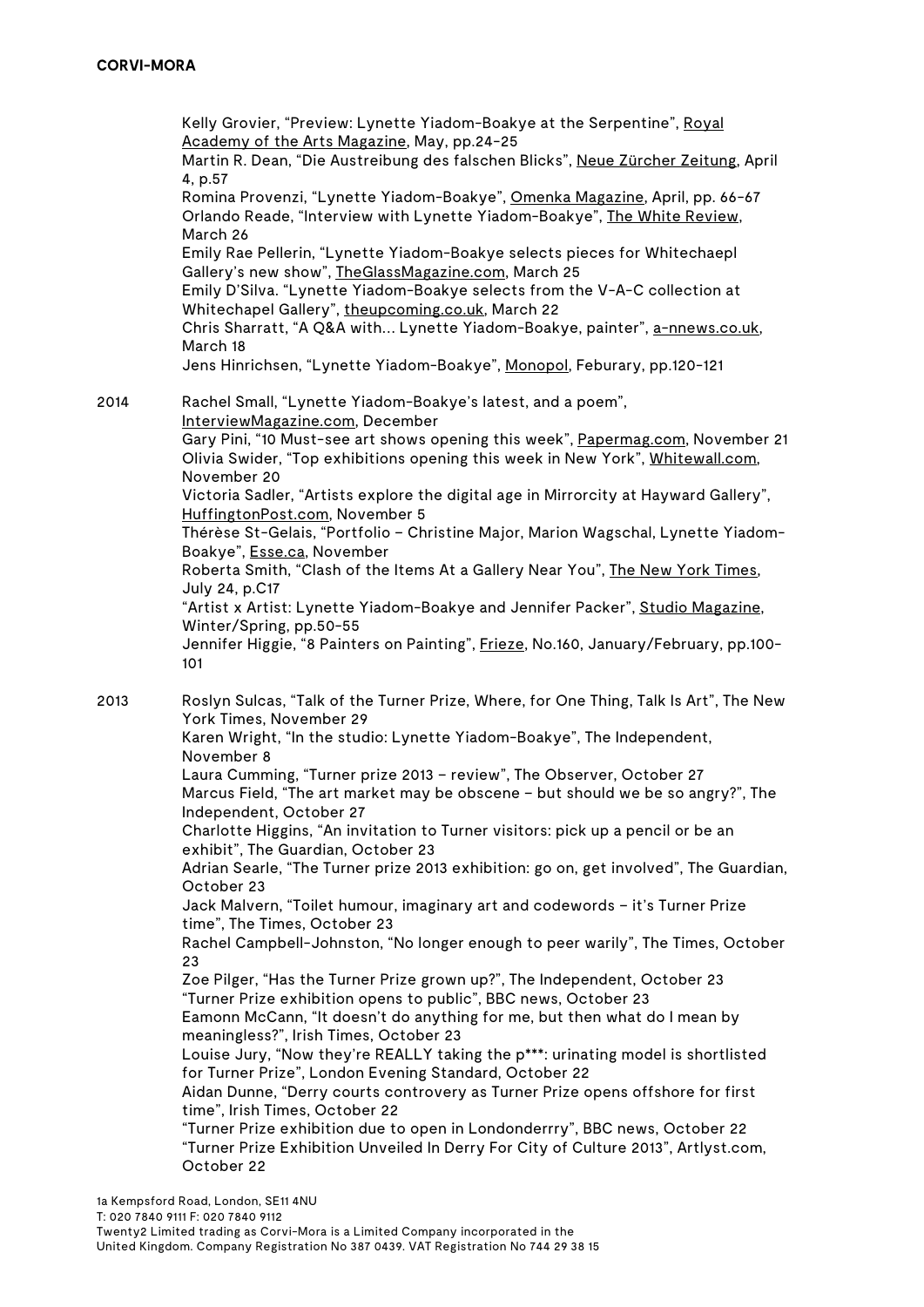Kelly Grovier, "Preview: Lynette Yiadom-Boakye at the Serpentine", Royal Academy of the Arts Magazine, May, pp.24-25
Martin R. Dean, "Die Austreibung des falschen Blicks", Neue Zürcher Zeitung, April 4, p.57
Romina Provenzi, "Lynette Yiadom-Boakye", Omenka Magazine, April, pp. 66-67
Orlando Reade, "Interview with Lynette Yiadom-Boakye", The White Review, March 26
Emily Rae Pellerin, "Lynette Yiadom-Boakye selects pieces for Whitechaepl Gallery's new show", TheGlassMagazine.com, March 25
Emily D'Silva. "Lynette Yiadom-Boakye selects from the V-A-C collection at Whitechapel Gallery", theupcoming.co.uk, March 22
Chris Sharratt, "A Q&A with… Lynette Yiadom-Boakye, painter", a-nnews.co.uk, March 18
Jens Hinrichsen, "Lynette Yiadom-Boakye", Monopol, Feburary, pp.120-121

2014
Rachel Small, "Lynette Yiadom-Boakye's latest, and a poem", InterviewMagazine.com, December
Gary Pini, "10 Must-see art shows opening this week", Papermag.com, November 21
Olivia Swider, "Top exhibitions opening this week in New York", Whitewall.com, November 20
Victoria Sadler, "Artists explore the digital age in Mirrorcity at Hayward Gallery", HuffingtonPost.com, November 5
Thérèse St-Gelais, "Portfolio – Christine Major, Marion Wagschal, Lynette Yiadom-Boakye", Esse.ca, November
Roberta Smith, "Clash of the Items At a Gallery Near You", The New York Times, July 24, p.C17
"Artist x Artist: Lynette Yiadom-Boakye and Jennifer Packer", Studio Magazine, Winter/Spring, pp.50-55
Jennifer Higgie, "8 Painters on Painting", Frieze, No.160, January/February, pp.100-101

2013
Roslyn Sulcas, "Talk of the Turner Prize, Where, for One Thing, Talk Is Art", The New York Times, November 29
Karen Wright, "In the studio: Lynette Yiadom-Boakye", The Independent, November 8
Laura Cumming, "Turner prize 2013 – review", The Observer, October 27
Marcus Field, "The art market may be obscene – but should we be so angry?", The Independent, October 27
Charlotte Higgins, "An invitation to Turner visitors: pick up a pencil or be an exhibit", The Guardian, October 23
Adrian Searle, "The Turner prize 2013 exhibition: go on, get involved", The Guardian, October 23
Jack Malvern, "Toilet humour, imaginary art and codewords – it's Turner Prize time", The Times, October 23
Rachel Campbell-Johnston, "No longer enough to peer warily", The Times, October 23
Zoe Pilger, "Has the Turner Prize grown up?", The Independent, October 23
"Turner Prize exhibition opens to public", BBC news, October 23
Eamonn McCann, "It doesn't do anything for me, but then what do I mean by meaningless?", Irish Times, October 23
Louise Jury, "Now they're REALLY taking the p***: urinating model is shortlisted for Turner Prize", London Evening Standard, October 22
Aidan Dunne, "Derry courts controvery as Turner Prize opens offshore for first time", Irish Times, October 22
"Turner Prize exhibition due to open in Londonderrry", BBC news, October 22
"Turner Prize Exhibition Unveiled In Derry For City of Culture 2013", Artlyst.com, October 22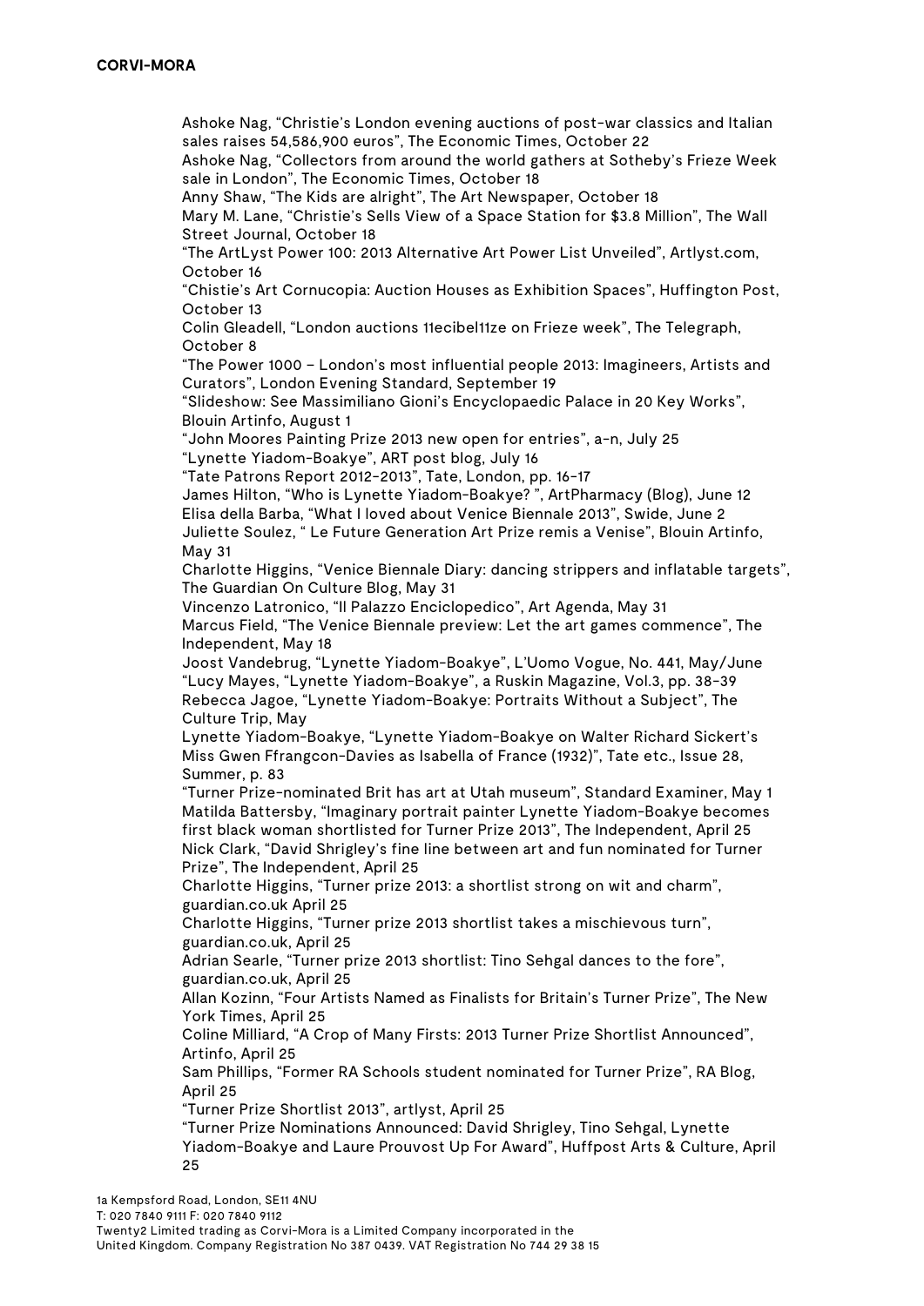Ashoke Nag, “Christie’s London evening auctions of post-war classics and Italian sales raises 54,586,900 euros”, The Economic Times, October 22

Ashoke Nag, “Collectors from around the world gathers at Sotheby’s Frieze Week sale in London”, The Economic Times, October 18

Anny Shaw, “The Kids are alright”, The Art Newspaper, October 18

Mary M. Lane, “Christie’s Sells View of a Space Station for $3.8 Million”, The Wall Street Journal, October 18

“The ArtLyst Power 100: 2013 Alternative Art Power List Unveiled”, Artlyst.com, October 16

“Chistie’s Art Cornucopia: Auction Houses as Exhibition Spaces”, Huffington Post, October 13

Colin Gleadell, “London auctions 11ecibel11ze on Frieze week”, The Telegraph, October 8

“The Power 1000 – London’s most influential people 2013: Imagineers, Artists and Curators”, London Evening Standard, September 19

“Slideshow: See Massimiliano Gioni’s Encyclopaedic Palace in 20 Key Works”, Blouin Artinfo, August 1

“John Moores Painting Prize 2013 new open for entries”, a-n, July 25

“Lynette Yiadom-Boakye”, ART post blog, July 16

“Tate Patrons Report 2012-2013”, Tate, London, pp. 16-17

James Hilton, “Who is Lynette Yiadom-Boakye? ”, ArtPharmacy (Blog), June 12

Elisa della Barba, “What I loved about Venice Biennale 2013”, Swide, June 2

Juliette Soulez, “ Le Future Generation Art Prize remis a Venise”, Blouin Artinfo, May 31

Charlotte Higgins, “Venice Biennale Diary: dancing strippers and inflatable targets”, The Guardian On Culture Blog, May 31

Vincenzo Latronico, “Il Palazzo Enciclopedico”, Art Agenda, May 31

Marcus Field, “The Venice Biennale preview: Let the art games commence”, The Independent, May 18

Joost Vandebrug, “Lynette Yiadom-Boakye”, L’Uomo Vogue, No. 441, May/June

“Lucy Mayes, “Lynette Yiadom-Boakye”, a Ruskin Magazine, Vol.3, pp. 38-39

Rebecca Jagoe, “Lynette Yiadom-Boakye: Portraits Without a Subject”, The Culture Trip, May

Lynette Yiadom-Boakye, “Lynette Yiadom-Boakye on Walter Richard Sickert’s Miss Gwen Ffrangcon-Davies as Isabella of France (1932)”, Tate etc., Issue 28, Summer, p. 83

“Turner Prize-nominated Brit has art at Utah museum”, Standard Examiner, May 1

Matilda Battersby, “Imaginary portrait painter Lynette Yiadom-Boakye becomes first black woman shortlisted for Turner Prize 2013”, The Independent, April 25

Nick Clark, “David Shrigley’s fine line between art and fun nominated for Turner Prize”, The Independent, April 25

Charlotte Higgins, “Turner prize 2013: a shortlist strong on wit and charm”, guardian.co.uk April 25

Charlotte Higgins, “Turner prize 2013 shortlist takes a mischievous turn”, guardian.co.uk, April 25

Adrian Searle, “Turner prize 2013 shortlist: Tino Sehgal dances to the fore”, guardian.co.uk, April 25

Allan Kozinn, “Four Artists Named as Finalists for Britain’s Turner Prize”, The New York Times, April 25

Coline Milliard, “A Crop of Many Firsts: 2013 Turner Prize Shortlist Announced”, Artinfo, April 25

Sam Phillips, “Former RA Schools student nominated for Turner Prize”, RA Blog, April 25

“Turner Prize Shortlist 2013”, artlyst, April 25

“Turner Prize Nominations Announced: David Shrigley, Tino Sehgal, Lynette Yiadom-Boakye and Laure Prouvost Up For Award”, Huffpost Arts & Culture, April 25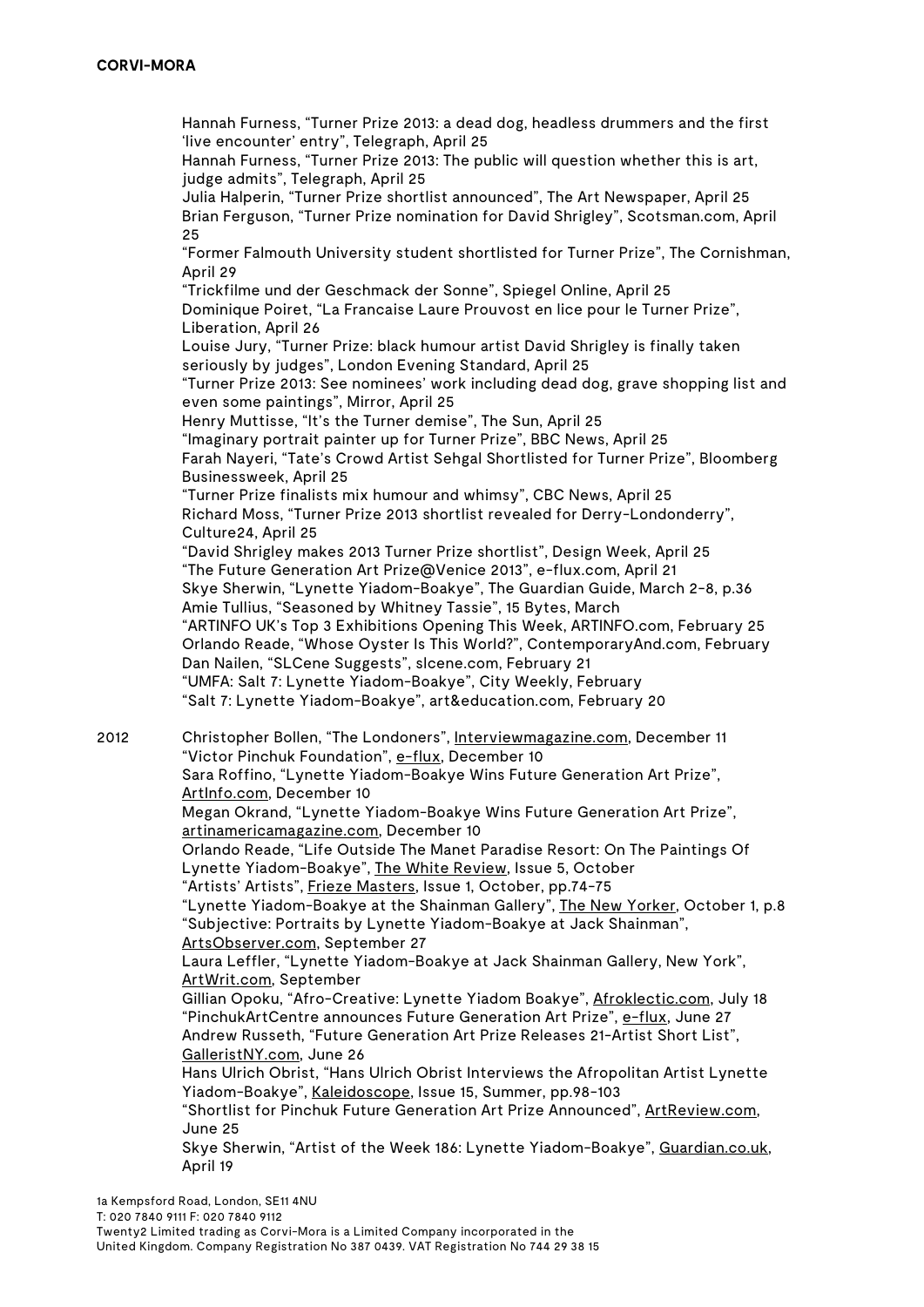Hannah Furness, “Turner Prize 2013: a dead dog, headless drummers and the first ‘live encounter’ entry”, Telegraph, April 25
Hannah Furness, “Turner Prize 2013: The public will question whether this is art, judge admits”, Telegraph, April 25
Julia Halperin, “Turner Prize shortlist announced”, The Art Newspaper, April 25
Brian Ferguson, “Turner Prize nomination for David Shrigley”, Scotsman.com, April 25
“Former Falmouth University student shortlisted for Turner Prize”, The Cornishman, April 29
“Trickfilme und der Geschmack der Sonne”, Spiegel Online, April 25
Dominique Poiret, “La Francaise Laure Prouvost en lice pour le Turner Prize”, Liberation, April 26
Louise Jury, “Turner Prize: black humour artist David Shrigley is finally taken seriously by judges”, London Evening Standard, April 25
“Turner Prize 2013: See nominees’ work including dead dog, grave shopping list and even some paintings”, Mirror, April 25
Henry Muttisse, “It’s the Turner demise”, The Sun, April 25
“Imaginary portrait painter up for Turner Prize”, BBC News, April 25
Farah Nayeri, “Tate’s Crowd Artist Sehgal Shortlisted for Turner Prize”, Bloomberg Businessweek, April 25
“Turner Prize finalists mix humour and whimsy”, CBC News, April 25
Richard Moss, “Turner Prize 2013 shortlist revealed for Derry-Londonderry”, Culture24, April 25
“David Shrigley makes 2013 Turner Prize shortlist”, Design Week, April 25
“The Future Generation Art Prize@Venice 2013”, e-flux.com, April 21
Skye Sherwin, “Lynette Yiadom-Boakye”, The Guardian Guide, March 2-8, p.36
Amie Tullius, “Seasoned by Whitney Tassie”, 15 Bytes, March
“ARTINFO UK’s Top 3 Exhibitions Opening This Week, ARTINFO.com, February 25
Orlando Reade, “Whose Oyster Is This World?”, ContemporaryAnd.com, February
Dan Nailen, “SLCene Suggests”, slcene.com, February 21
“UMFA: Salt 7: Lynette Yiadom-Boakye”, City Weekly, February
“Salt 7: Lynette Yiadom-Boakye”, art&education.com, February 20

2012 Christopher Bollen, “The Londoners”, Interviewmagazine.com, December 11
“Victor Pinchuk Foundation”, e-flux, December 10
Sara Roffino, “Lynette Yiadom-Boakye Wins Future Generation Art Prize”, ArtInfo.com, December 10
Megan Okrand, “Lynette Yiadom-Boakye Wins Future Generation Art Prize”, artinamericamagazine.com, December 10
Orlando Reade, “Life Outside The Manet Paradise Resort: On The Paintings Of Lynette Yiadom-Boakye”, The White Review, Issue 5, October
“Artists’ Artists”, Frieze Masters, Issue 1, October, pp.74-75
“Lynette Yiadom-Boakye at the Shainman Gallery”, The New Yorker, October 1, p.8
“Subjective: Portraits by Lynette Yiadom-Boakye at Jack Shainman”, ArtsObserver.com, September 27
Laura Leffler, “Lynette Yiadom-Boakye at Jack Shainman Gallery, New York”, ArtWrit.com, September
Gillian Opoku, “Afro-Creative: Lynette Yiadom Boakye”, Afroklectic.com, July 18
“PinchukArtCentre announces Future Generation Art Prize”, e-flux, June 27
Andrew Russeth, “Future Generation Art Prize Releases 21-Artist Short List”, GalleristNY.com, June 26
Hans Ulrich Obrist, “Hans Ulrich Obrist Interviews the Afropolitan Artist Lynette Yiadom-Boakye”, Kaleidoscope, Issue 15, Summer, pp.98-103
“Shortlist for Pinchuk Future Generation Art Prize Announced”, ArtReview.com, June 25
Skye Sherwin, “Artist of the Week 186: Lynette Yiadom-Boakye”, Guardian.co.uk, April 19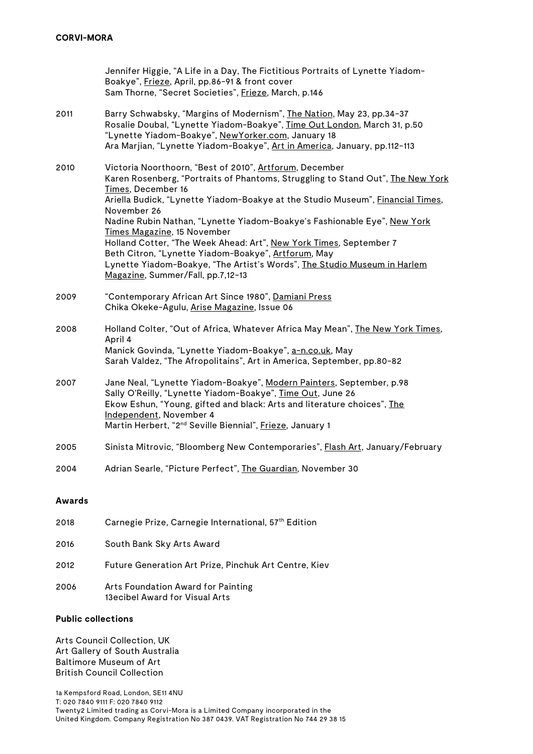Jennifer Higgie, "A Life in a Day, The Fictitious Portraits of Lynette Yiadom-Boakye", Frieze, April, pp.86-91 & front cover
Sam Thorne, "Secret Societies", Frieze, March, p.146

2011 Barry Schwabsky, "Margins of Modernism", The Nation, May 23, pp.34-37
Rosalie Doubal, "Lynette Yiadom-Boakye", Time Out London, March 31, p.50
"Lynette Yiadom-Boakye", NewYorker.com, January 18
Ara Marjian, "Lynette Yiadom-Boakye", Art in America, January, pp.112-113

2010 Victoria Noorthoorn, "Best of 2010", Artforum, December
Karen Rosenberg, "Portraits of Phantoms, Struggling to Stand Out", The New York Times, December 16
Ariella Budick, "Lynette Yiadom-Boakye at the Studio Museum", Financial Times, November 26
Nadine Rubin Nathan, "Lynette Yiadom-Boakye's Fashionable Eye", New York Times Magazine, 15 November
Holland Cotter, "The Week Ahead: Art", New York Times, September 7
Beth Citron, "Lynette Yiadom-Boakye", Artforum, May
Lynette Yiadom-Boakye, "The Artist's Words", The Studio Museum in Harlem Magazine, Summer/Fall, pp.7,12-13

2009 "Contemporary African Art Since 1980", Damiani Press
Chika Okeke-Agulu, Arise Magazine, Issue 06

2008 Holland Colter, "Out of Africa, Whatever Africa May Mean", The New York Times, April 4
Manick Govinda, "Lynette Yiadom-Boakye", a-n.co.uk, May
Sarah Valdez, "The Afropolitains", Art in America, September, pp.80-82

2007 Jane Neal, "Lynette Yiadom-Boakye", Modern Painters, September, p.98
Sally O'Reilly, "Lynette Yiadom-Boakye", Time Out, June 26
Ekow Eshun, "Young, gifted and black: Arts and literature choices", The Independent, November 4
Martin Herbert, "2nd Seville Biennial", Frieze, January 1

2005 Sinista Mitrovic, "Bloomberg New Contemporaries", Flash Art, January/February

2004 Adrian Searle, "Picture Perfect", The Guardian, November 30

## Awards

2018 Carnegie Prize, Carnegie International, 57th Edition

2016 South Bank Sky Arts Award

2012 Future Generation Art Prize, Pinchuk Art Centre, Kiev

2006 Arts Foundation Award for Painting
13ecibel Award for Visual Arts

## Public collections

Arts Council Collection, UK
Art Gallery of South Australia
Baltimore Museum of Art
British Council Collection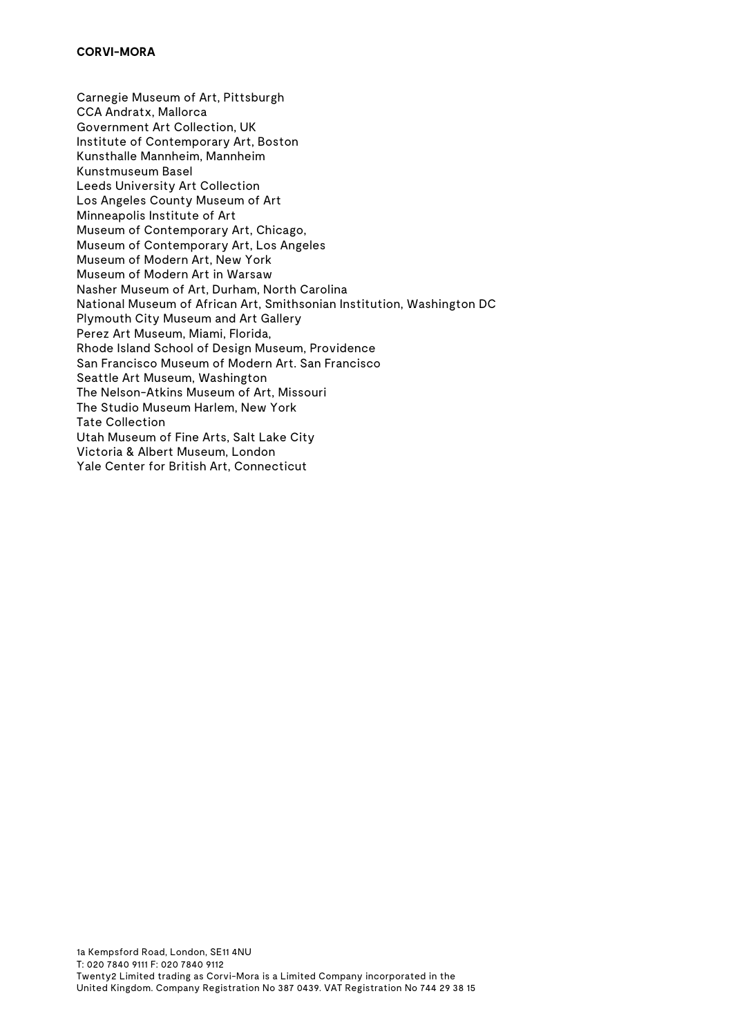Carnegie Museum of Art, Pittsburgh
CCA Andratx, Mallorca
Government Art Collection, UK
Institute of Contemporary Art, Boston
Kunsthalle Mannheim, Mannheim
Kunstmuseum Basel
Leeds University Art Collection
Los Angeles County Museum of Art
Minneapolis Institute of Art
Museum of Contemporary Art, Chicago,
Museum of Contemporary Art, Los Angeles
Museum of Modern Art, New York
Museum of Modern Art in Warsaw
Nasher Museum of Art, Durham, North Carolina
National Museum of African Art, Smithsonian Institution, Washington DC
Plymouth City Museum and Art Gallery
Perez Art Museum, Miami, Florida,
Rhode Island School of Design Museum, Providence
San Francisco Museum of Modern Art. San Francisco
Seattle Art Museum, Washington
The Nelson-Atkins Museum of Art, Missouri
The Studio Museum Harlem, New York
Tate Collection
Utah Museum of Fine Arts, Salt Lake City
Victoria & Albert Museum, London
Yale Center for British Art, Connecticut